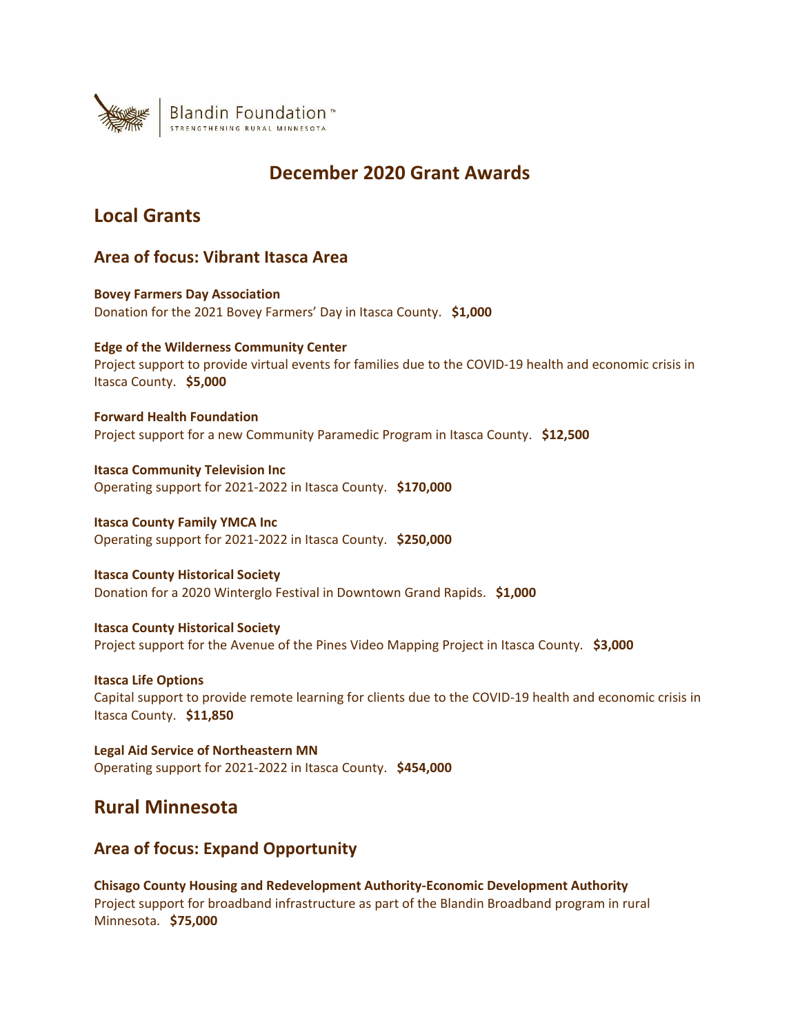Blandin Foundation™
STRENGTHENING RURAL MINNESOTA

# December 2020 Grant Awards

## Local Grants

### Area of focus: Vibrant Itasca Area

**Bovey Farmers Day Association**
Donation for the 2021 Bovey Farmers' Day in Itasca County. **$1,000**

**Edge of the Wilderness Community Center**
Project support to provide virtual events for families due to the COVID-19 health and economic crisis in Itasca County. **$5,000**

**Forward Health Foundation**
Project support for a new Community Paramedic Program in Itasca County. **$12,500**

**Itasca Community Television Inc**
Operating support for 2021-2022 in Itasca County. **$170,000**

**Itasca County Family YMCA Inc**
Operating support for 2021-2022 in Itasca County. **$250,000**

**Itasca County Historical Society**
Donation for a 2020 Winterglo Festival in Downtown Grand Rapids. **$1,000**

**Itasca County Historical Society**
Project support for the Avenue of the Pines Video Mapping Project in Itasca County. **$3,000**

**Itasca Life Options**
Capital support to provide remote learning for clients due to the COVID-19 health and economic crisis in Itasca County. **$11,850**

**Legal Aid Service of Northeastern MN**
Operating support for 2021-2022 in Itasca County. **$454,000**

## Rural Minnesota

### Area of focus: Expand Opportunity

**Chisago County Housing and Redevelopment Authority-Economic Development Authority**
Project support for broadband infrastructure as part of the Blandin Broadband program in rural Minnesota. **$75,000**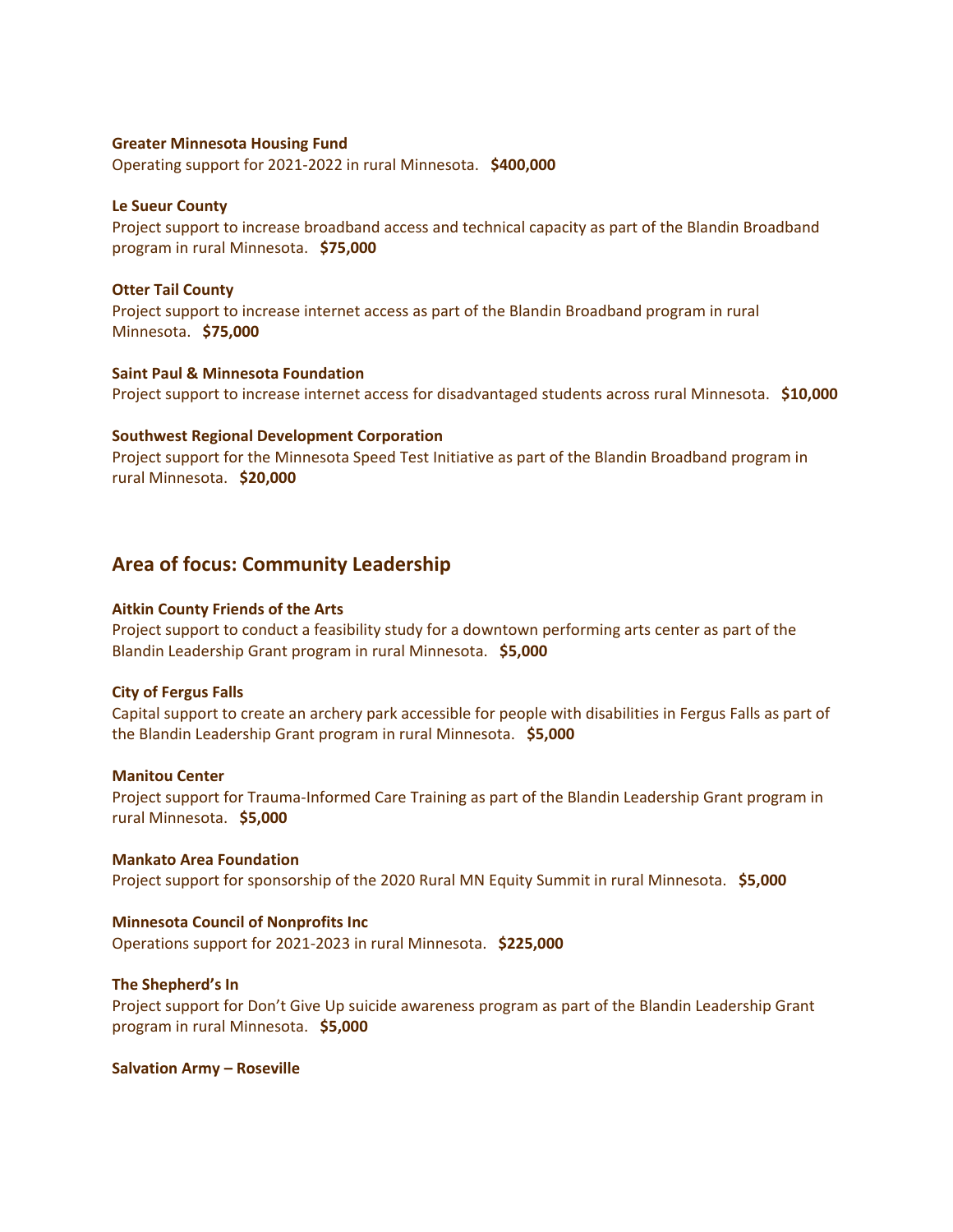**Greater Minnesota Housing Fund**
Operating support for 2021-2022 in rural Minnesota. **$400,000**

**Le Sueur County**
Project support to increase broadband access and technical capacity as part of the Blandin Broadband program in rural Minnesota. **$75,000**

**Otter Tail County**
Project support to increase internet access as part of the Blandin Broadband program in rural Minnesota. **$75,000**

**Saint Paul & Minnesota Foundation**
Project support to increase internet access for disadvantaged students across rural Minnesota. **$10,000**

**Southwest Regional Development Corporation**
Project support for the Minnesota Speed Test Initiative as part of the Blandin Broadband program in rural Minnesota. **$20,000**

## Area of focus: Community Leadership

**Aitkin County Friends of the Arts**
Project support to conduct a feasibility study for a downtown performing arts center as part of the Blandin Leadership Grant program in rural Minnesota. **$5,000**

**City of Fergus Falls**
Capital support to create an archery park accessible for people with disabilities in Fergus Falls as part of the Blandin Leadership Grant program in rural Minnesota. **$5,000**

**Manitou Center**
Project support for Trauma-Informed Care Training as part of the Blandin Leadership Grant program in rural Minnesota. **$5,000**

**Mankato Area Foundation**
Project support for sponsorship of the 2020 Rural MN Equity Summit in rural Minnesota. **$5,000**

**Minnesota Council of Nonprofits Inc**
Operations support for 2021-2023 in rural Minnesota. **$225,000**

**The Shepherd's In**
Project support for Don't Give Up suicide awareness program as part of the Blandin Leadership Grant program in rural Minnesota. **$5,000**

**Salvation Army – Roseville**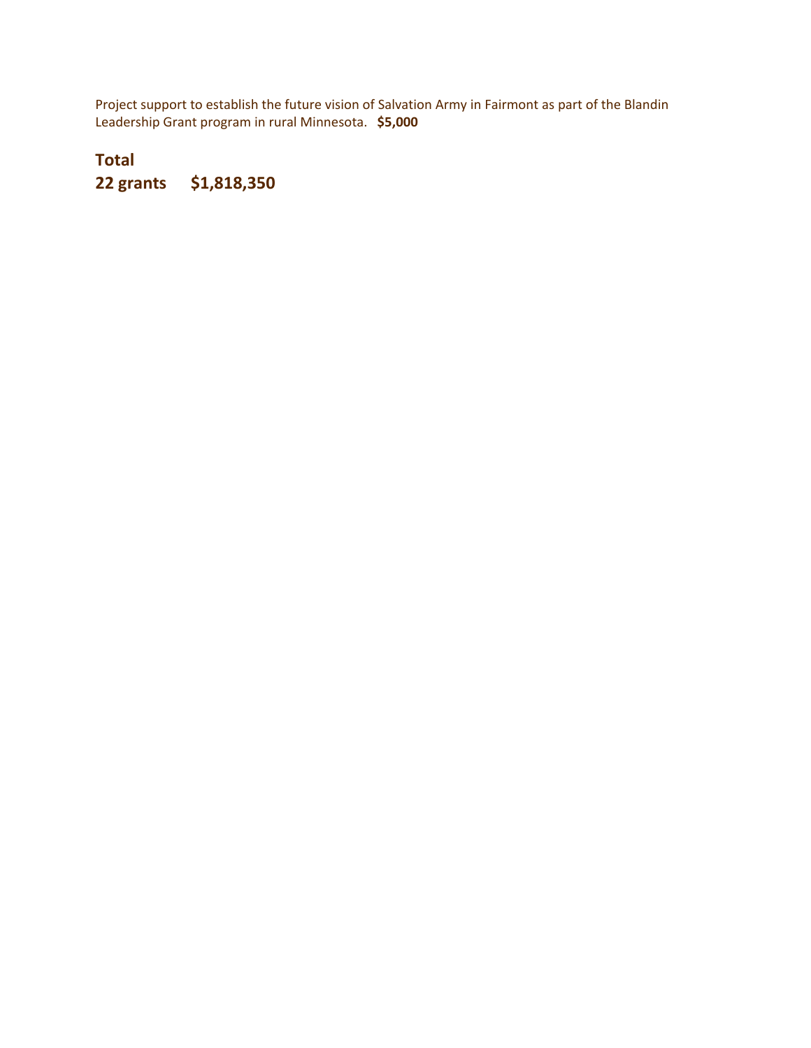Project support to establish the future vision of Salvation Army in Fairmont as part of the Blandin Leadership Grant program in rural Minnesota. **$5,000**

**Total**
**22 grants $1,818,350**